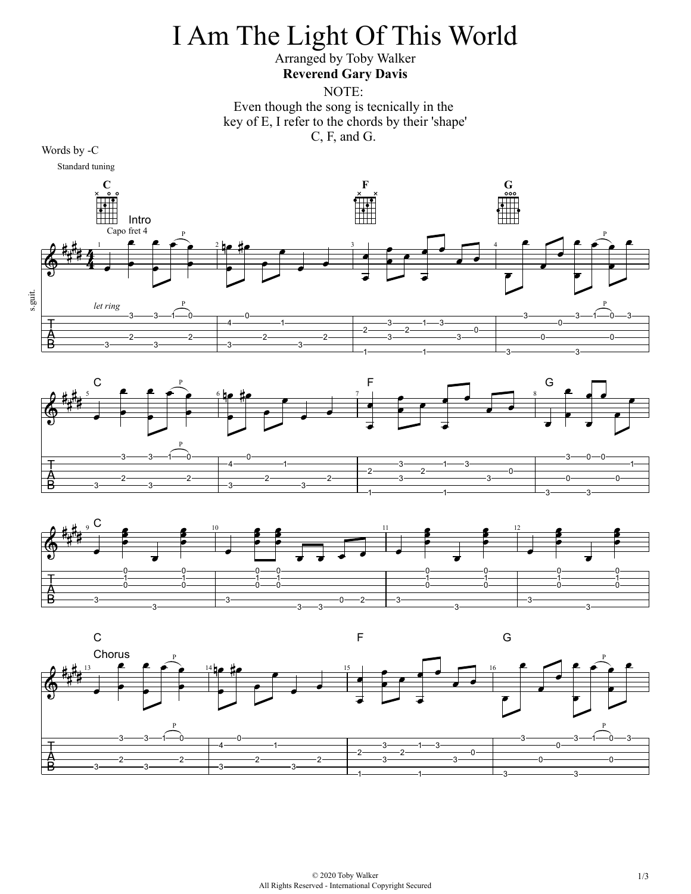# I Am The Light Of This World

Arranged by Toby Walker

**Reverend Gary Davis**

NOTE:
Even though the song is tecnically in the key of E, I refer to the chords by their 'shape' C, F, and G.

Words by -C

Standard tuning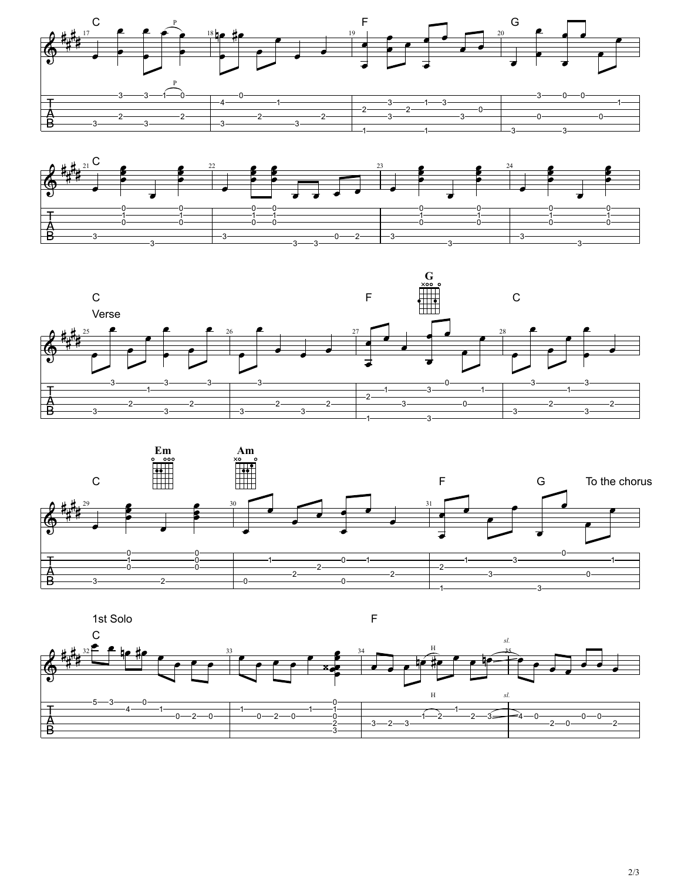C F G

C

C F G C

Verse

C Em Am F G To the chorus

1st Solo

C F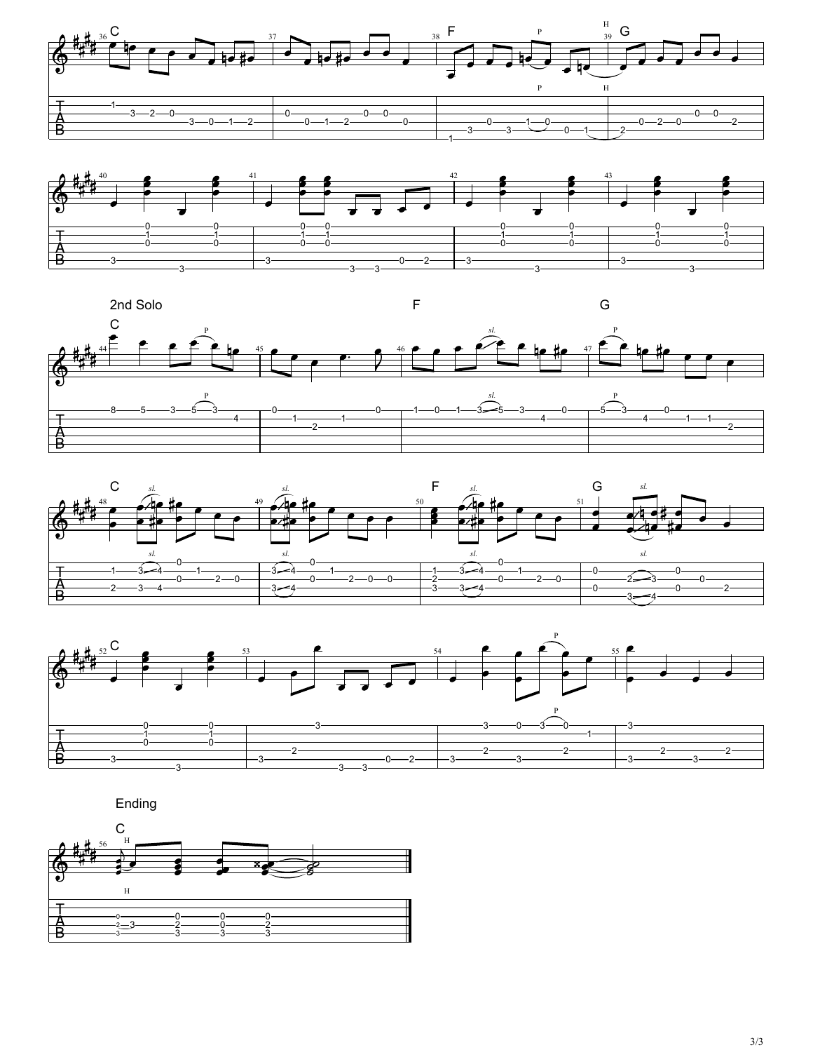2nd Solo

Ending